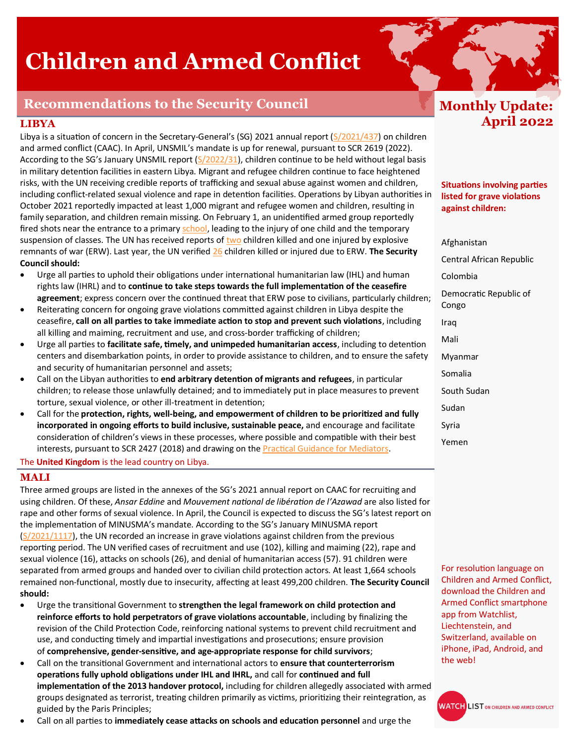# Children and Armed Conflict

## Recommendations to the Security Council

**Monthly Update: April 2022**

### LIBYA

Libya is a situation of concern in the Secretary-General's (SG) 2021 annual report (S/2021/437) on children and armed conflict (CAAC). In April, UNSMIL's mandate is up for renewal, pursuant to SCR 2619 (2022). According to the SG's January UNSMIL report (S/2022/31), children continue to be held without legal basis in military detention facilities in eastern Libya. Migrant and refugee children continue to face heightened risks, with the UN receiving credible reports of trafficking and sexual abuse against women and children, including conflict-related sexual violence and rape in detention facilities. Operations by Libyan authorities in October 2021 reportedly impacted at least 1,000 migrant and refugee women and children, resulting in family separation, and children remain missing. On February 1, an unidentified armed group reportedly fired shots near the entrance to a primary school, leading to the injury of one child and the temporary suspension of classes. The UN has received reports of two children killed and one injured by explosive remnants of war (ERW). Last year, the UN verified 26 children killed or injured due to ERW. **The Security Council should:**

- Urge all parties to uphold their obligations under international humanitarian law (IHL) and human rights law (IHRL) and to **continue to take steps towards the full implementation of the ceasefire agreement**; express concern over the continued threat that ERW pose to civilians, particularly children;
- Reiterating concern for ongoing grave violations committed against children in Libya despite the ceasefire, **call on all parties to take immediate action to stop and prevent such violations**, including all killing and maiming, recruitment and use, and cross-border trafficking of children;
- Urge all parties to **facilitate safe, timely, and unimpeded humanitarian access**, including to detention centers and disembarkation points, in order to provide assistance to children, and to ensure the safety and security of humanitarian personnel and assets;
- Call on the Libyan authorities to **end arbitrary detention of migrants and refugees**, in particular children; to release those unlawfully detained; and to immediately put in place measures to prevent torture, sexual violence, or other ill-treatment in detention;
- Call for the **protection, rights, well-being, and empowerment of children to be prioritized and fully incorporated in ongoing efforts to build inclusive, sustainable peace,** and encourage and facilitate consideration of children's views in these processes, where possible and compatible with their best interests, pursuant to SCR 2427 (2018) and drawing on the Practical Guidance for Mediators.

The **United Kingdom** is the lead country on Libya.

### MALI

Three armed groups are listed in the annexes of the SG's 2021 annual report on CAAC for recruiting and using children. Of these, *Ansar Eddine* and *Mouvement national de libération de l'Azawad* are also listed for rape and other forms of sexual violence. In April, the Council is expected to discuss the SG's latest report on the implementation of MINUSMA's mandate. According to the SG's January MINUSMA report (S/2021/1117), the UN recorded an increase in grave violations against children from the previous reporting period. The UN verified cases of recruitment and use (102), killing and maiming (22), rape and sexual violence (16), attacks on schools (26), and denial of humanitarian access (57). 91 children were separated from armed groups and handed over to civilian child protection actors. At least 1,664 schools remained non-functional, mostly due to insecurity, affecting at least 499,200 children. **The Security Council should:**

- Urge the transitional Government to **strengthen the legal framework on child protection and reinforce efforts to hold perpetrators of grave violations accountable**, including by finalizing the revision of the Child Protection Code, reinforcing national systems to prevent child recruitment and use, and conducting timely and impartial investigations and prosecutions; ensure provision of **comprehensive, gender-sensitive, and age-appropriate response for child survivors**;
- Call on the transitional Government and international actors to **ensure that counterterrorism operations fully uphold obligations under IHL and IHRL,** and call for **continued and full implementation of the 2013 handover protocol,** including for children allegedly associated with armed groups designated as terrorist, treating children primarily as victims, prioritizing their reintegration, as guided by the Paris Principles;
- Call on all parties to **immediately cease attacks on schools and education personnel** and urge the

**Situations involving parties listed for grave violations against children:**

- Afghanistan
- Central African Republic
- Colombia
- Democratic Republic of Congo
- Iraq
- Mali
- Myanmar
- Somalia
- South Sudan
- Sudan
- Syria
- Yemen

For resolution language on Children and Armed Conflict, download the Children and Armed Conflict smartphone app from Watchlist, Liechtenstein, and Switzerland, available on iPhone, iPad, Android, and the web!

WATCHLIST ON CHILDREN AND ARMED CONFLICT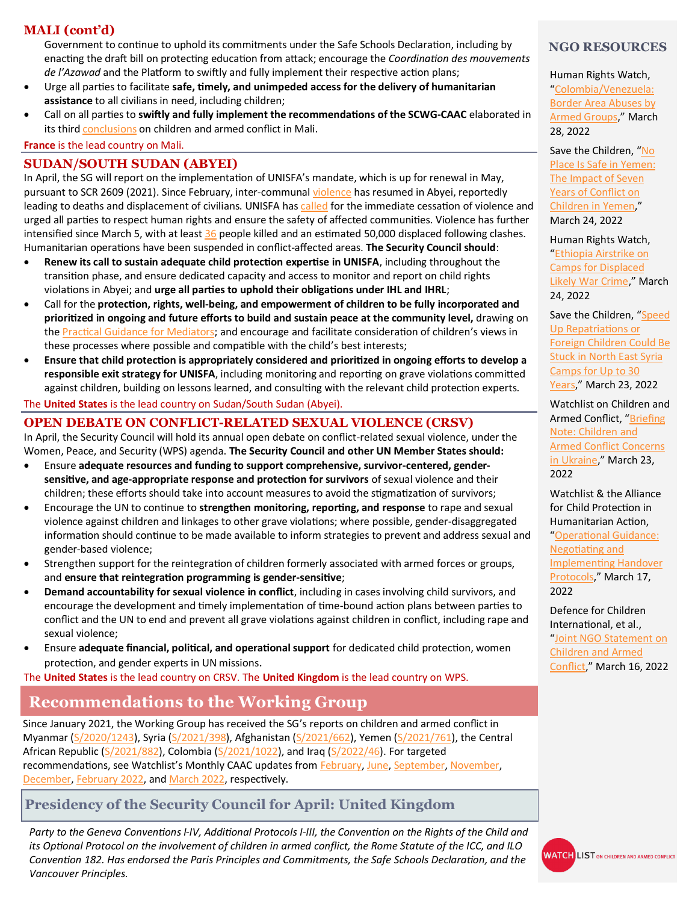## MALI (cont'd)

Government to continue to uphold its commitments under the Safe Schools Declaration, including by enacting the draft bill on protecting education from attack; encourage the *Coordination des mouvements de l'Azawad* and the Platform to swiftly and fully implement their respective action plans;

- Urge all parties to facilitate **safe, timely, and unimpeded access for the delivery of humanitarian assistance** to all civilians in need, including children;
- Call on all parties to **swiftly and fully implement the recommendations of the SCWG-CAAC** elaborated in its third conclusions on children and armed conflict in Mali.

**France** is the lead country on Mali.

## SUDAN/SOUTH SUDAN (ABYEI)

In April, the SG will report on the implementation of UNISFA's mandate, which is up for renewal in May, pursuant to SCR 2609 (2021). Since February, inter-communal violence has resumed in Abyei, reportedly leading to deaths and displacement of civilians. UNISFA has called for the immediate cessation of violence and urged all parties to respect human rights and ensure the safety of affected communities. Violence has further intensified since March 5, with at least 36 people killed and an estimated 50,000 displaced following clashes. Humanitarian operations have been suspended in conflict-affected areas. **The Security Council should**:

- **Renew its call to sustain adequate child protection expertise in UNISFA**, including throughout the transition phase, and ensure dedicated capacity and access to monitor and report on child rights violations in Abyei; and **urge all parties to uphold their obligations under IHL and IHRL**;
- Call for the **protection, rights, well-being, and empowerment of children to be fully incorporated and prioritized in ongoing and future efforts to build and sustain peace at the community level,** drawing on the Practical Guidance for Mediators; and encourage and facilitate consideration of children's views in these processes where possible and compatible with the child's best interests;
- **Ensure that child protection is appropriately considered and prioritized in ongoing efforts to develop a responsible exit strategy for UNISFA**, including monitoring and reporting on grave violations committed against children, building on lessons learned, and consulting with the relevant child protection experts.

The **United States** is the lead country on Sudan/South Sudan (Abyei).

## OPEN DEBATE ON CONFLICT-RELATED SEXUAL VIOLENCE (CRSV)

In April, the Security Council will hold its annual open debate on conflict-related sexual violence, under the Women, Peace, and Security (WPS) agenda. **The Security Council and other UN Member States should:**

- Ensure **adequate resources and funding to support comprehensive, survivor-centered, gender-sensitive, and age-appropriate response and protection for survivors** of sexual violence and their children; these efforts should take into account measures to avoid the stigmatization of survivors;
- Encourage the UN to continue to **strengthen monitoring, reporting, and response** to rape and sexual violence against children and linkages to other grave violations; where possible, gender-disaggregated information should continue to be made available to inform strategies to prevent and address sexual and gender-based violence;
- Strengthen support for the reintegration of children formerly associated with armed forces or groups, and **ensure that reintegration programming is gender-sensitive**;
- **Demand accountability for sexual violence in conflict**, including in cases involving child survivors, and encourage the development and timely implementation of time-bound action plans between parties to conflict and the UN to end and prevent all grave violations against children in conflict, including rape and sexual violence;
- Ensure **adequate financial, political, and operational support** for dedicated child protection, women protection, and gender experts in UN missions.

The **United States** is the lead country on CRSV. The **United Kingdom** is the lead country on WPS.

## Recommendations to the Working Group

Since January 2021, the Working Group has received the SG's reports on children and armed conflict in Myanmar (S/2020/1243), Syria (S/2021/398), Afghanistan (S/2021/662), Yemen (S/2021/761), the Central African Republic (S/2021/882), Colombia (S/2021/1022), and Iraq (S/2022/46). For targeted recommendations, see Watchlist's Monthly CAAC updates from February, June, September, November, December, February 2022, and March 2022, respectively.

## Presidency of the Security Council for April: United Kingdom

*Party to the Geneva Conventions I-IV, Additional Protocols I-III, the Convention on the Rights of the Child and its Optional Protocol on the involvement of children in armed conflict, the Rome Statute of the ICC, and ILO Convention 182. Has endorsed the Paris Principles and Commitments, the Safe Schools Declaration, and the Vancouver Principles.*

## NGO RESOURCES

Human Rights Watch, "Colombia/Venezuela: Border Area Abuses by Armed Groups," March 28, 2022

Save the Children, "No Place Is Safe in Yemen: The Impact of Seven Years of Conflict on Children in Yemen," March 24, 2022

Human Rights Watch, "Ethiopia Airstrike on Camps for Displaced Likely War Crime," March 24, 2022

Save the Children, "Speed Up Repatriations or Foreign Children Could Be Stuck in North East Syria Camps for Up to 30 Years," March 23, 2022

Watchlist on Children and Armed Conflict, "Briefing Note: Children and Armed Conflict Concerns in Ukraine," March 23, 2022

Watchlist & the Alliance for Child Protection in Humanitarian Action, "Operational Guidance: Negotiating and Implementing Handover Protocols," March 17, 2022

Defence for Children International, et al., "Joint NGO Statement on Children and Armed Conflict," March 16, 2022